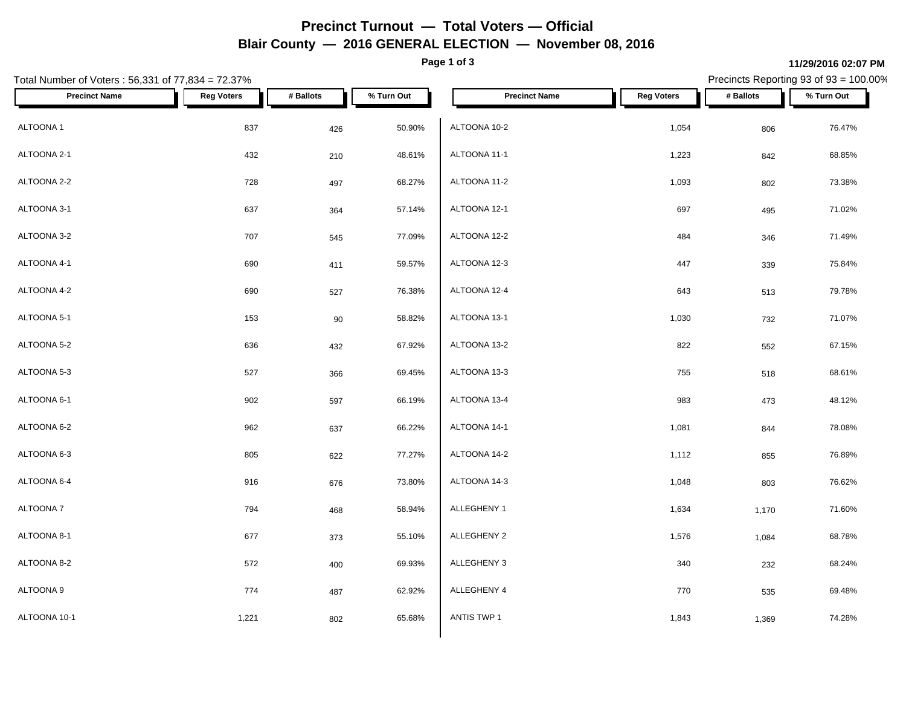# Precinct Turnout — Total Voters — Official

## Blair County — 2016 GENERAL ELECTION — November 08, 2016

11/29/2016 02:07 PM

Total Number of Voters : 56,331 of 77,834 = 72.37%

Precincts Reporting 93 of 93 = 100.00%

| Precinct Name | Reg Voters | # Ballots | % Turn Out |
|---|---|---|---|
| ALTOONA 1 | 837 | 426 | 50.90% |
| ALTOONA 2-1 | 432 | 210 | 48.61% |
| ALTOONA 2-2 | 728 | 497 | 68.27% |
| ALTOONA 3-1 | 637 | 364 | 57.14% |
| ALTOONA 3-2 | 707 | 545 | 77.09% |
| ALTOONA 4-1 | 690 | 411 | 59.57% |
| ALTOONA 4-2 | 690 | 527 | 76.38% |
| ALTOONA 5-1 | 153 | 90 | 58.82% |
| ALTOONA 5-2 | 636 | 432 | 67.92% |
| ALTOONA 5-3 | 527 | 366 | 69.45% |
| ALTOONA 6-1 | 902 | 597 | 66.19% |
| ALTOONA 6-2 | 962 | 637 | 66.22% |
| ALTOONA 6-3 | 805 | 622 | 77.27% |
| ALTOONA 6-4 | 916 | 676 | 73.80% |
| ALTOONA 7 | 794 | 468 | 58.94% |
| ALTOONA 8-1 | 677 | 373 | 55.10% |
| ALTOONA 8-2 | 572 | 400 | 69.93% |
| ALTOONA 9 | 774 | 487 | 62.92% |
| ALTOONA 10-1 | 1,221 | 802 | 65.68% |
| ALTOONA 10-2 | 1,054 | 806 | 76.47% |
| ALTOONA 11-1 | 1,223 | 842 | 68.85% |
| ALTOONA 11-2 | 1,093 | 802 | 73.38% |
| ALTOONA 12-1 | 697 | 495 | 71.02% |
| ALTOONA 12-2 | 484 | 346 | 71.49% |
| ALTOONA 12-3 | 447 | 339 | 75.84% |
| ALTOONA 12-4 | 643 | 513 | 79.78% |
| ALTOONA 13-1 | 1,030 | 732 | 71.07% |
| ALTOONA 13-2 | 822 | 552 | 67.15% |
| ALTOONA 13-3 | 755 | 518 | 68.61% |
| ALTOONA 13-4 | 983 | 473 | 48.12% |
| ALTOONA 14-1 | 1,081 | 844 | 78.08% |
| ALTOONA 14-2 | 1,112 | 855 | 76.89% |
| ALTOONA 14-3 | 1,048 | 803 | 76.62% |
| ALLEGHENY 1 | 1,634 | 1,170 | 71.60% |
| ALLEGHENY 2 | 1,576 | 1,084 | 68.78% |
| ALLEGHENY 3 | 340 | 232 | 68.24% |
| ALLEGHENY 4 | 770 | 535 | 69.48% |
| ANTIS TWP 1 | 1,843 | 1,369 | 74.28% |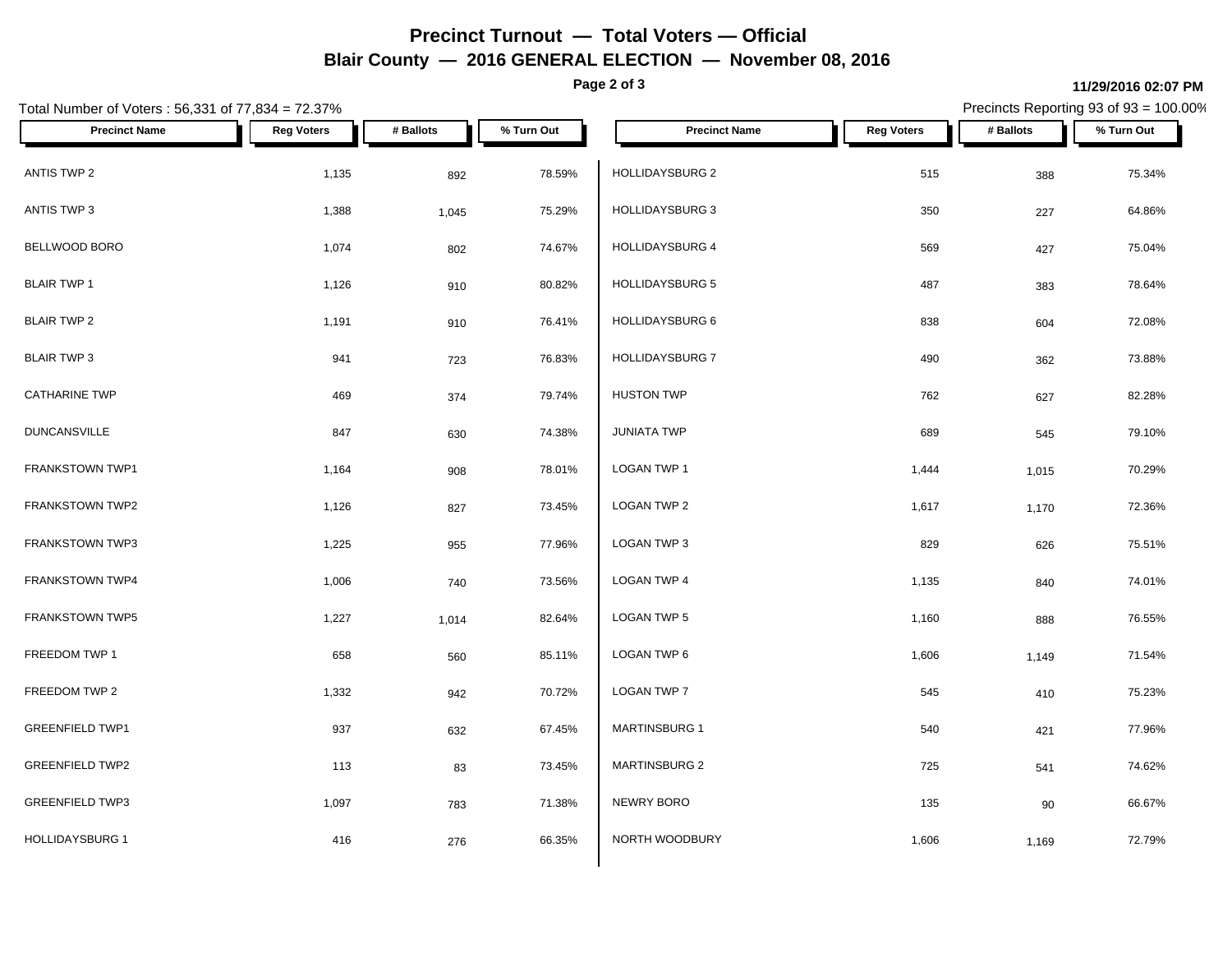# Precinct Turnout — Total Voters — Official

## Blair County — 2016 GENERAL ELECTION — November 08, 2016

**11/29/2016 02:07 PM**

Total Number of Voters : 56,331 of 77,834 = 72.37%

Precincts Reporting 93 of 93 = 100.00%

| Precinct Name | Reg Voters | # Ballots | % Turn Out |
|---|---|---|---|
| ANTIS TWP 2 | 1,135 | 892 | 78.59% |
| ANTIS TWP 3 | 1,388 | 1,045 | 75.29% |
| BELLWOOD BORO | 1,074 | 802 | 74.67% |
| BLAIR TWP 1 | 1,126 | 910 | 80.82% |
| BLAIR TWP 2 | 1,191 | 910 | 76.41% |
| BLAIR TWP 3 | 941 | 723 | 76.83% |
| CATHARINE TWP | 469 | 374 | 79.74% |
| DUNCANSVILLE | 847 | 630 | 74.38% |
| FRANKSTOWN TWP1 | 1,164 | 908 | 78.01% |
| FRANKSTOWN TWP2 | 1,126 | 827 | 73.45% |
| FRANKSTOWN TWP3 | 1,225 | 955 | 77.96% |
| FRANKSTOWN TWP4 | 1,006 | 740 | 73.56% |
| FRANKSTOWN TWP5 | 1,227 | 1,014 | 82.64% |
| FREEDOM TWP 1 | 658 | 560 | 85.11% |
| FREEDOM TWP 2 | 1,332 | 942 | 70.72% |
| GREENFIELD TWP1 | 937 | 632 | 67.45% |
| GREENFIELD TWP2 | 113 | 83 | 73.45% |
| GREENFIELD TWP3 | 1,097 | 783 | 71.38% |
| HOLLIDAYSBURG 1 | 416 | 276 | 66.35% |
| HOLLIDAYSBURG 2 | 515 | 388 | 75.34% |
| HOLLIDAYSBURG 3 | 350 | 227 | 64.86% |
| HOLLIDAYSBURG 4 | 569 | 427 | 75.04% |
| HOLLIDAYSBURG 5 | 487 | 383 | 78.64% |
| HOLLIDAYSBURG 6 | 838 | 604 | 72.08% |
| HOLLIDAYSBURG 7 | 490 | 362 | 73.88% |
| HUSTON TWP | 762 | 627 | 82.28% |
| JUNIATA TWP | 689 | 545 | 79.10% |
| LOGAN TWP 1 | 1,444 | 1,015 | 70.29% |
| LOGAN TWP 2 | 1,617 | 1,170 | 72.36% |
| LOGAN TWP 3 | 829 | 626 | 75.51% |
| LOGAN TWP 4 | 1,135 | 840 | 74.01% |
| LOGAN TWP 5 | 1,160 | 888 | 76.55% |
| LOGAN TWP 6 | 1,606 | 1,149 | 71.54% |
| LOGAN TWP 7 | 545 | 410 | 75.23% |
| MARTINSBURG 1 | 540 | 421 | 77.96% |
| MARTINSBURG 2 | 725 | 541 | 74.62% |
| NEWRY BORO | 135 | 90 | 66.67% |
| NORTH WOODBURY | 1,606 | 1,169 | 72.79% |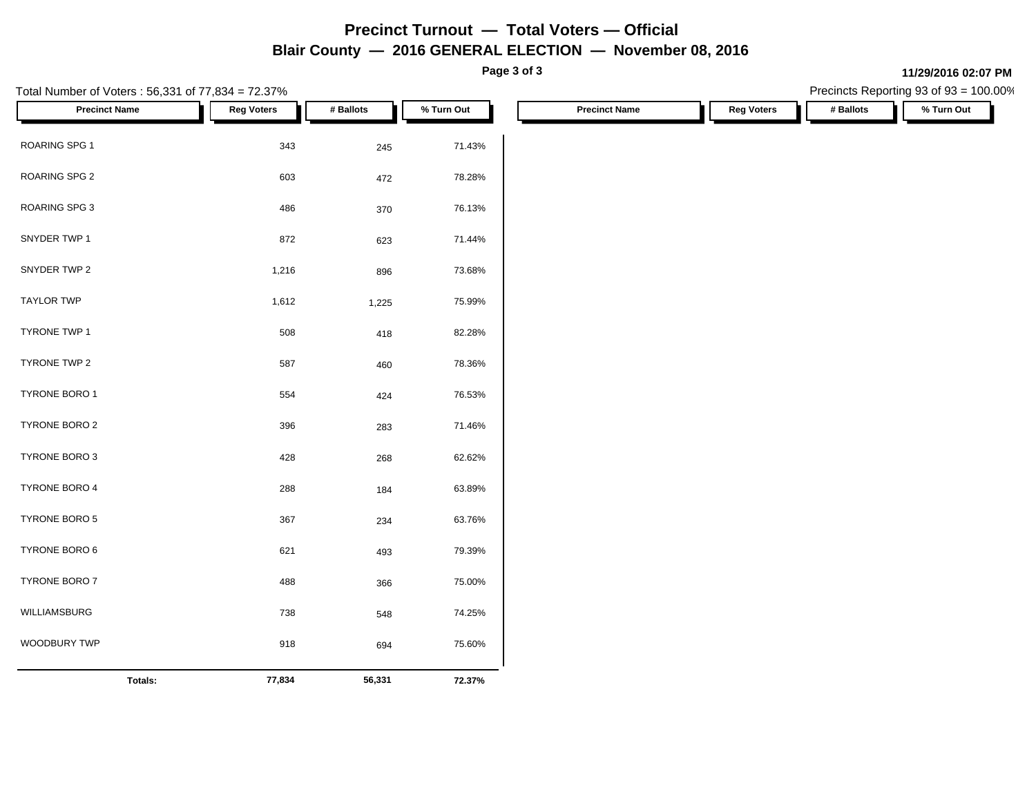# Precinct Turnout — Total Voters — Official

## Blair County — 2016 GENERAL ELECTION — November 08, 2016

11/29/2016 02:07 PM

Total Number of Voters : 56,331 of 77,834 = 72.37%

Precincts Reporting 93 of 93 = 100.00%

| Precinct Name | Reg Voters | # Ballots | % Turn Out |
|---|---|---|---|
| ROARING SPG 1 | 343 | 245 | 71.43% |
| ROARING SPG 2 | 603 | 472 | 78.28% |
| ROARING SPG 3 | 486 | 370 | 76.13% |
| SNYDER TWP 1 | 872 | 623 | 71.44% |
| SNYDER TWP 2 | 1,216 | 896 | 73.68% |
| TAYLOR TWP | 1,612 | 1,225 | 75.99% |
| TYRONE TWP 1 | 508 | 418 | 82.28% |
| TYRONE TWP 2 | 587 | 460 | 78.36% |
| TYRONE BORO 1 | 554 | 424 | 76.53% |
| TYRONE BORO 2 | 396 | 283 | 71.46% |
| TYRONE BORO 3 | 428 | 268 | 62.62% |
| TYRONE BORO 4 | 288 | 184 | 63.89% |
| TYRONE BORO 5 | 367 | 234 | 63.76% |
| TYRONE BORO 6 | 621 | 493 | 79.39% |
| TYRONE BORO 7 | 488 | 366 | 75.00% |
| WILLIAMSBURG | 738 | 548 | 74.25% |
| WOODBURY TWP | 918 | 694 | 75.60% |
| **Totals:** | **77,834** | **56,331** | **72.37%** |